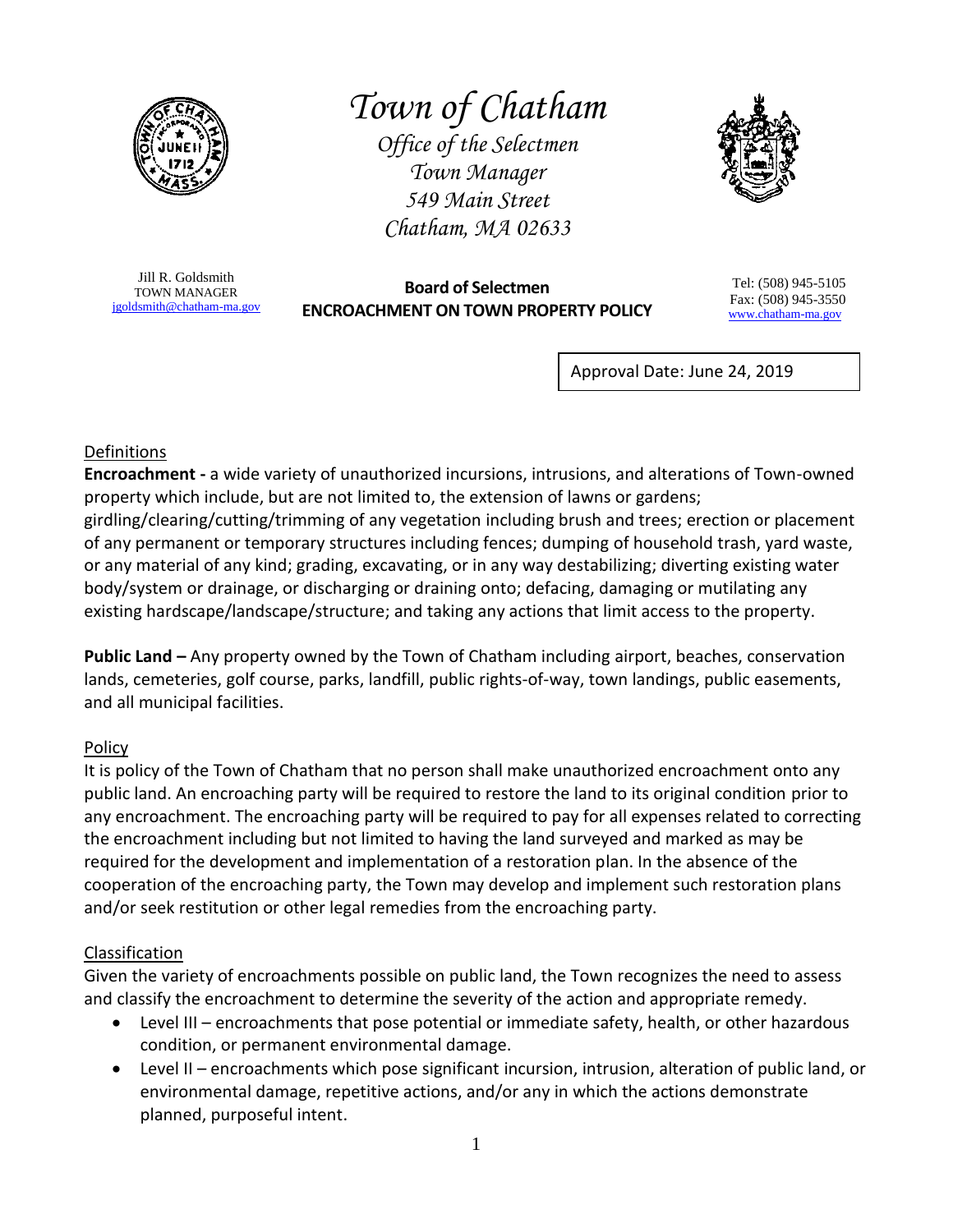# Town of Chatham

*Office of the Selectmen*
*Town Manager*
*549 Main Street*
*Chatham, MA 02633*

Jill R. Goldsmith
TOWN MANAGER
jgoldsmith@chatham-ma.gov

Tel: (508) 945-5105
Fax: (508) 945-3550
www.chatham-ma.gov

## Board of Selectmen
## ENCROACHMENT ON TOWN PROPERTY POLICY

Approval Date: June 24, 2019

### Definitions

**Encroachment -** a wide variety of unauthorized incursions, intrusions, and alterations of Town-owned property which include, but are not limited to, the extension of lawns or gardens; girdling/clearing/cutting/trimming of any vegetation including brush and trees; erection or placement of any permanent or temporary structures including fences; dumping of household trash, yard waste, or any material of any kind; grading, excavating, or in any way destabilizing; diverting existing water body/system or drainage, or discharging or draining onto; defacing, damaging or mutilating any existing hardscape/landscape/structure; and taking any actions that limit access to the property.

**Public Land –** Any property owned by the Town of Chatham including airport, beaches, conservation lands, cemeteries, golf course, parks, landfill, public rights-of-way, town landings, public easements, and all municipal facilities.

### Policy

It is policy of the Town of Chatham that no person shall make unauthorized encroachment onto any public land. An encroaching party will be required to restore the land to its original condition prior to any encroachment. The encroaching party will be required to pay for all expenses related to correcting the encroachment including but not limited to having the land surveyed and marked as may be required for the development and implementation of a restoration plan. In the absence of the cooperation of the encroaching party, the Town may develop and implement such restoration plans and/or seek restitution or other legal remedies from the encroaching party.

### Classification

Given the variety of encroachments possible on public land, the Town recognizes the need to assess and classify the encroachment to determine the severity of the action and appropriate remedy.

- Level III – encroachments that pose potential or immediate safety, health, or other hazardous condition, or permanent environmental damage.
- Level II – encroachments which pose significant incursion, intrusion, alteration of public land, or environmental damage, repetitive actions, and/or any in which the actions demonstrate planned, purposeful intent.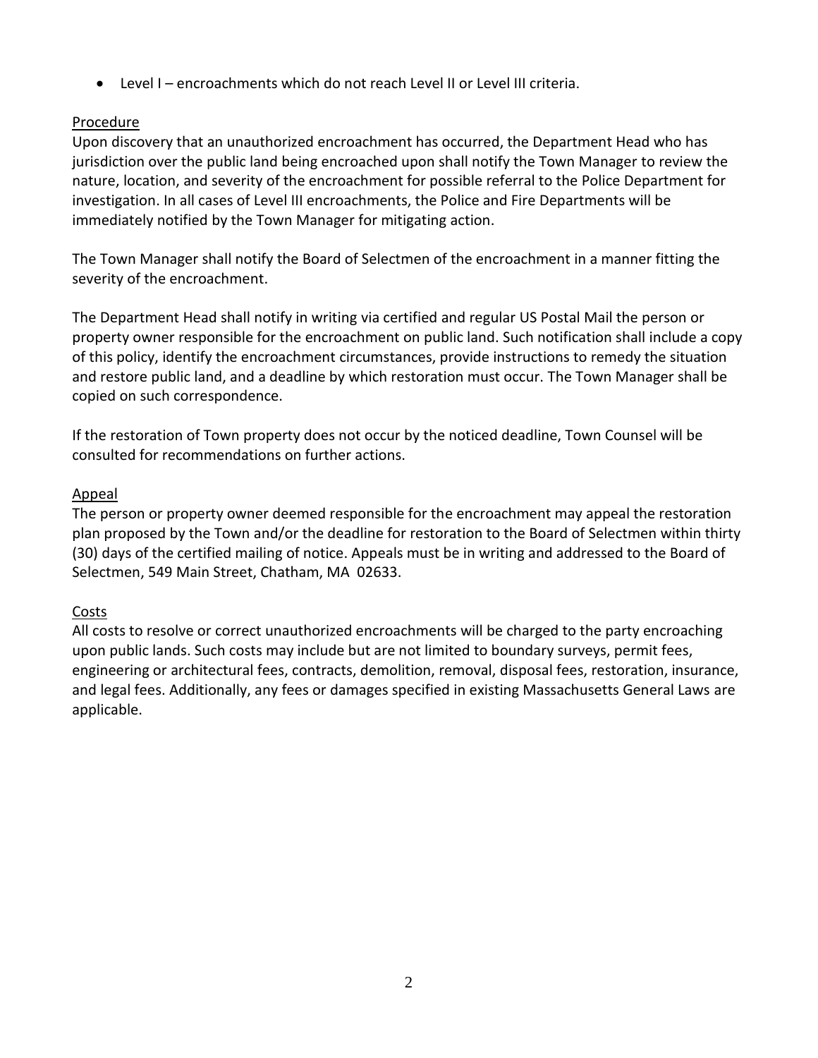- Level I – encroachments which do not reach Level II or Level III criteria.

Procedure

Upon discovery that an unauthorized encroachment has occurred, the Department Head who has jurisdiction over the public land being encroached upon shall notify the Town Manager to review the nature, location, and severity of the encroachment for possible referral to the Police Department for investigation. In all cases of Level III encroachments, the Police and Fire Departments will be immediately notified by the Town Manager for mitigating action.

The Town Manager shall notify the Board of Selectmen of the encroachment in a manner fitting the severity of the encroachment.

The Department Head shall notify in writing via certified and regular US Postal Mail the person or property owner responsible for the encroachment on public land. Such notification shall include a copy of this policy, identify the encroachment circumstances, provide instructions to remedy the situation and restore public land, and a deadline by which restoration must occur. The Town Manager shall be copied on such correspondence.

If the restoration of Town property does not occur by the noticed deadline, Town Counsel will be consulted for recommendations on further actions.

Appeal

The person or property owner deemed responsible for the encroachment may appeal the restoration plan proposed by the Town and/or the deadline for restoration to the Board of Selectmen within thirty (30) days of the certified mailing of notice. Appeals must be in writing and addressed to the Board of Selectmen, 549 Main Street, Chatham, MA 02633.

Costs

All costs to resolve or correct unauthorized encroachments will be charged to the party encroaching upon public lands. Such costs may include but are not limited to boundary surveys, permit fees, engineering or architectural fees, contracts, demolition, removal, disposal fees, restoration, insurance, and legal fees. Additionally, any fees or damages specified in existing Massachusetts General Laws are applicable.